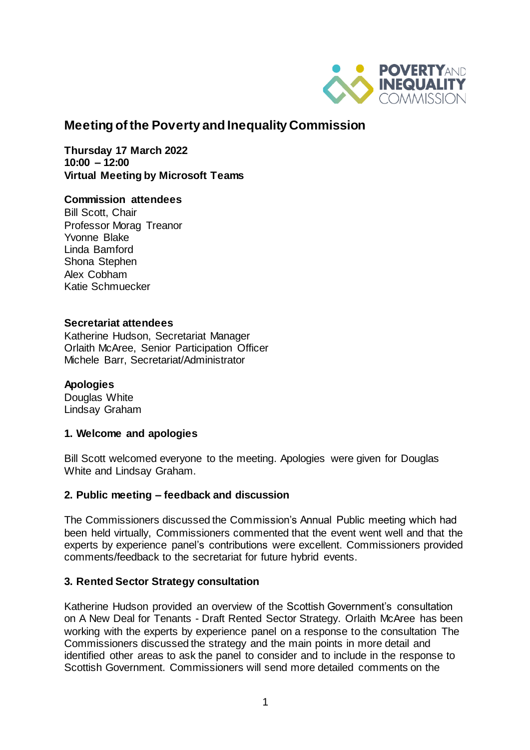# Meeting of the Poverty and Inequality Commission

**Thursday 17 March 2022**
**10:00 – 12:00**
**Virtual Meeting by Microsoft Teams**

**Commission attendees**
Bill Scott, Chair
Professor Morag Treanor
Yvonne Blake
Linda Bamford
Shona Stephen
Alex Cobham
Katie Schmuecker

**Secretariat attendees**
Katherine Hudson, Secretariat Manager
Orlaith McAree, Senior Participation Officer
Michele Barr, Secretariat/Administrator

**Apologies**
Douglas White
Lindsay Graham

### 1. Welcome and apologies

Bill Scott welcomed everyone to the meeting. Apologies were given for Douglas White and Lindsay Graham.

### 2. Public meeting – feedback and discussion

The Commissioners discussed the Commission's Annual Public meeting which had been held virtually, Commissioners commented that the event went well and that the experts by experience panel's contributions were excellent. Commissioners provided comments/feedback to the secretariat for future hybrid events.

### 3. Rented Sector Strategy consultation

Katherine Hudson provided an overview of the Scottish Government's consultation on A New Deal for Tenants - Draft Rented Sector Strategy. Orlaith McAree has been working with the experts by experience panel on a response to the consultation The Commissioners discussed the strategy and the main points in more detail and identified other areas to ask the panel to consider and to include in the response to Scottish Government. Commissioners will send more detailed comments on the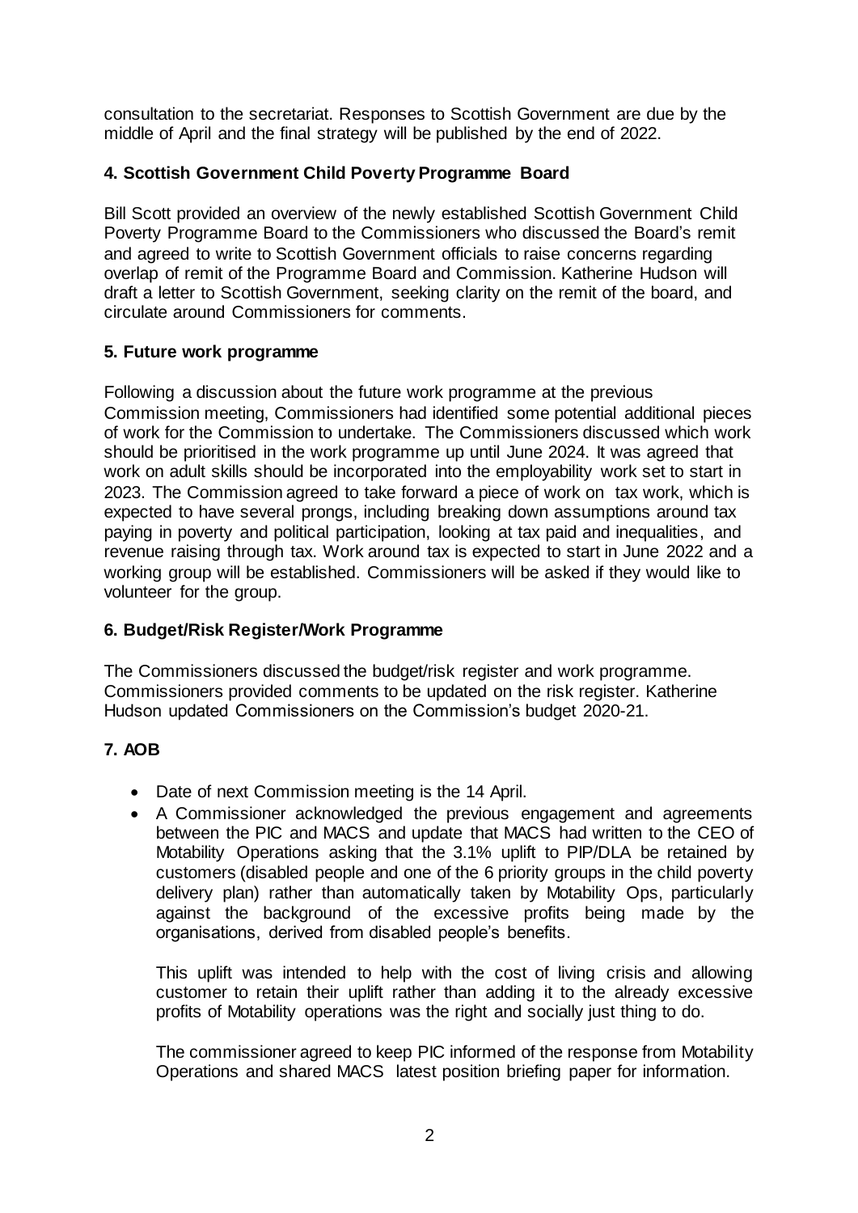consultation to the secretariat. Responses to Scottish Government are due by the middle of April and the final strategy will be published by the end of 2022.

**4. Scottish Government Child Poverty Programme Board**

Bill Scott provided an overview of the newly established Scottish Government Child Poverty Programme Board to the Commissioners who discussed the Board's remit and agreed to write to Scottish Government officials to raise concerns regarding overlap of remit of the Programme Board and Commission. Katherine Hudson will draft a letter to Scottish Government, seeking clarity on the remit of the board, and circulate around Commissioners for comments.

**5. Future work programme**

Following a discussion about the future work programme at the previous Commission meeting, Commissioners had identified some potential additional pieces of work for the Commission to undertake. The Commissioners discussed which work should be prioritised in the work programme up until June 2024. It was agreed that work on adult skills should be incorporated into the employability work set to start in 2023. The Commission agreed to take forward a piece of work on tax work, which is expected to have several prongs, including breaking down assumptions around tax paying in poverty and political participation, looking at tax paid and inequalities, and revenue raising through tax. Work around tax is expected to start in June 2022 and a working group will be established. Commissioners will be asked if they would like to volunteer for the group.

**6. Budget/Risk Register/Work Programme**

The Commissioners discussed the budget/risk register and work programme. Commissioners provided comments to be updated on the risk register. Katherine Hudson updated Commissioners on the Commission's budget 2020-21.

**7. AOB**

- Date of next Commission meeting is the 14 April.
- A Commissioner acknowledged the previous engagement and agreements between the PIC and MACS and update that MACS had written to the CEO of Motability Operations asking that the 3.1% uplift to PIP/DLA be retained by customers (disabled people and one of the 6 priority groups in the child poverty delivery plan) rather than automatically taken by Motability Ops, particularly against the background of the excessive profits being made by the organisations, derived from disabled people's benefits.

  This uplift was intended to help with the cost of living crisis and allowing customer to retain their uplift rather than adding it to the already excessive profits of Motability operations was the right and socially just thing to do.

  The commissioner agreed to keep PIC informed of the response from Motability Operations and shared MACS latest position briefing paper for information.